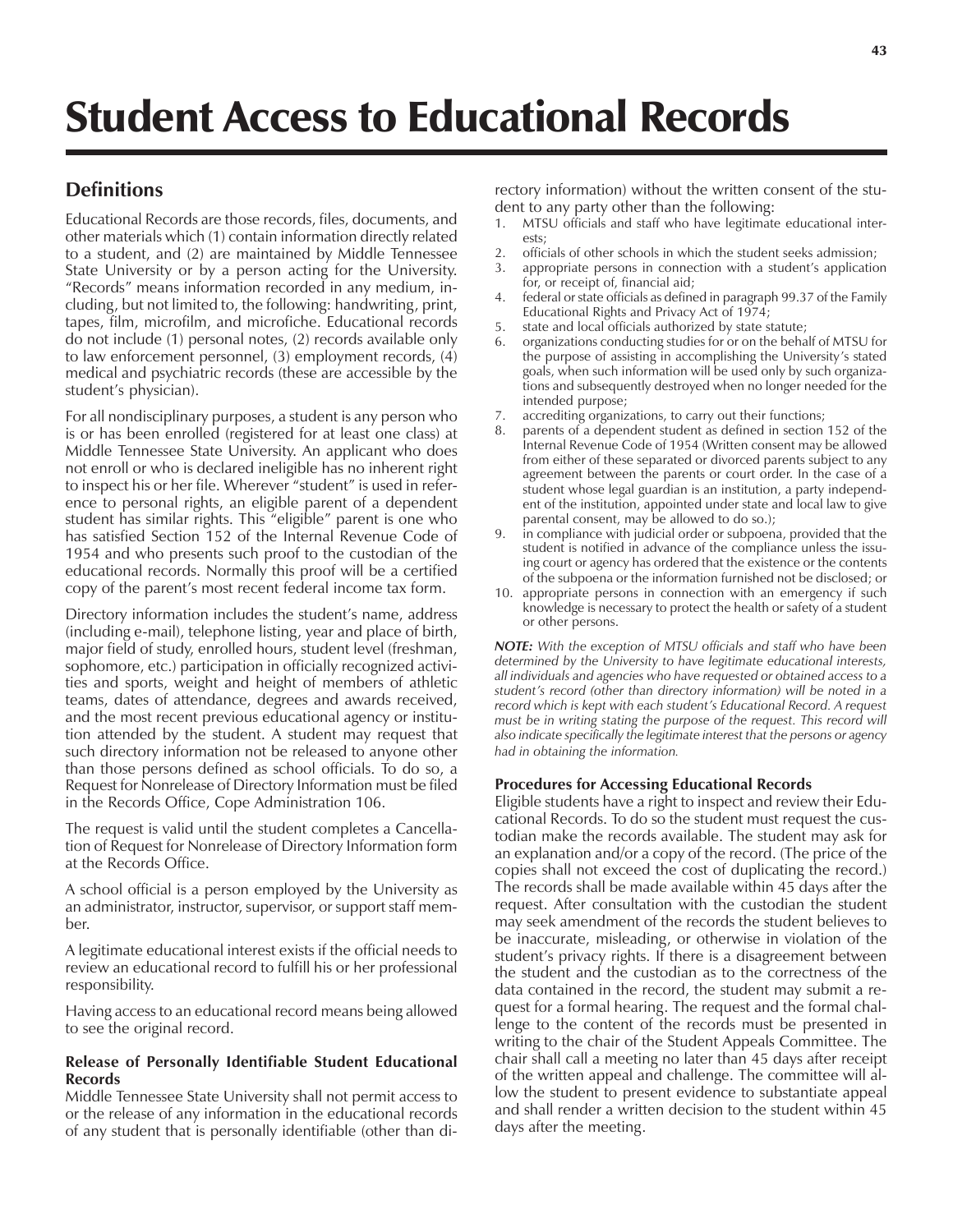# Student Access to Educational Records

## Definitions

Educational Records are those records, files, documents, and other materials which (1) contain information directly related to a student, and (2) are maintained by Middle Tennessee State University or by a person acting for the University. "Records" means information recorded in any medium, including, but not limited to, the following: handwriting, print, tapes, film, microfilm, and microfiche. Educational records do not include (1) personal notes, (2) records available only to law enforcement personnel, (3) employment records, (4) medical and psychiatric records (these are accessible by the student's physician).

For all nondisciplinary purposes, a student is any person who is or has been enrolled (registered for at least one class) at Middle Tennessee State University. An applicant who does not enroll or who is declared ineligible has no inherent right to inspect his or her file. Wherever "student" is used in reference to personal rights, an eligible parent of a dependent student has similar rights. This "eligible" parent is one who has satisfied Section 152 of the Internal Revenue Code of 1954 and who presents such proof to the custodian of the educational records. Normally this proof will be a certified copy of the parent's most recent federal income tax form.

Directory information includes the student's name, address (including e-mail), telephone listing, year and place of birth, major field of study, enrolled hours, student level (freshman, sophomore, etc.) participation in officially recognized activities and sports, weight and height of members of athletic teams, dates of attendance, degrees and awards received, and the most recent previous educational agency or institution attended by the student. A student may request that such directory information not be released to anyone other than those persons defined as school officials. To do so, a Request for Nonrelease of Directory Information must be filed in the Records Office, Cope Administration 106.

The request is valid until the student completes a Cancellation of Request for Nonrelease of Directory Information form at the Records Office.

A school official is a person employed by the University as an administrator, instructor, supervisor, or support staff member.

A legitimate educational interest exists if the official needs to review an educational record to fulfill his or her professional responsibility.

Having access to an educational record means being allowed to see the original record.

### Release of Personally Identifiable Student Educational Records

Middle Tennessee State University shall not permit access to or the release of any information in the educational records of any student that is personally identifiable (other than directory information) without the written consent of the student to any party other than the following:

1. MTSU officials and staff who have legitimate educational interests;
2. officials of other schools in which the student seeks admission;
3. appropriate persons in connection with a student's application for, or receipt of, financial aid;
4. federal or state officials as defined in paragraph 99.37 of the Family Educational Rights and Privacy Act of 1974;
5. state and local officials authorized by state statute;
6. organizations conducting studies for or on the behalf of MTSU for the purpose of assisting in accomplishing the University's stated goals, when such information will be used only by such organizations and subsequently destroyed when no longer needed for the intended purpose;
7. accrediting organizations, to carry out their functions;
8. parents of a dependent student as defined in section 152 of the Internal Revenue Code of 1954 (Written consent may be allowed from either of these separated or divorced parents subject to any agreement between the parents or court order. In the case of a student whose legal guardian is an institution, a party independent of the institution, appointed under state and local law to give parental consent, may be allowed to do so.);
9. in compliance with judicial order or subpoena, provided that the student is notified in advance of the compliance unless the issuing court or agency has ordered that the existence or the contents of the subpoena or the information furnished not be disclosed; or
10. appropriate persons in connection with an emergency if such knowledge is necessary to protect the health or safety of a student or other persons.

***NOTE:*** *With the exception of MTSU officials and staff who have been determined by the University to have legitimate educational interests, all individuals and agencies who have requested or obtained access to a student's record (other than directory information) will be noted in a record which is kept with each student's Educational Record. A request must be in writing stating the purpose of the request. This record will also indicate specifically the legitimate interest that the persons or agency had in obtaining the information.*

### Procedures for Accessing Educational Records

Eligible students have a right to inspect and review their Educational Records. To do so the student must request the custodian make the records available. The student may ask for an explanation and/or a copy of the record. (The price of the copies shall not exceed the cost of duplicating the record.) The records shall be made available within 45 days after the request. After consultation with the custodian the student may seek amendment of the records the student believes to be inaccurate, misleading, or otherwise in violation of the student's privacy rights. If there is a disagreement between the student and the custodian as to the correctness of the data contained in the record, the student may submit a request for a formal hearing. The request and the formal challenge to the content of the records must be presented in writing to the chair of the Student Appeals Committee. The chair shall call a meeting no later than 45 days after receipt of the written appeal and challenge. The committee will allow the student to present evidence to substantiate appeal and shall render a written decision to the student within 45 days after the meeting.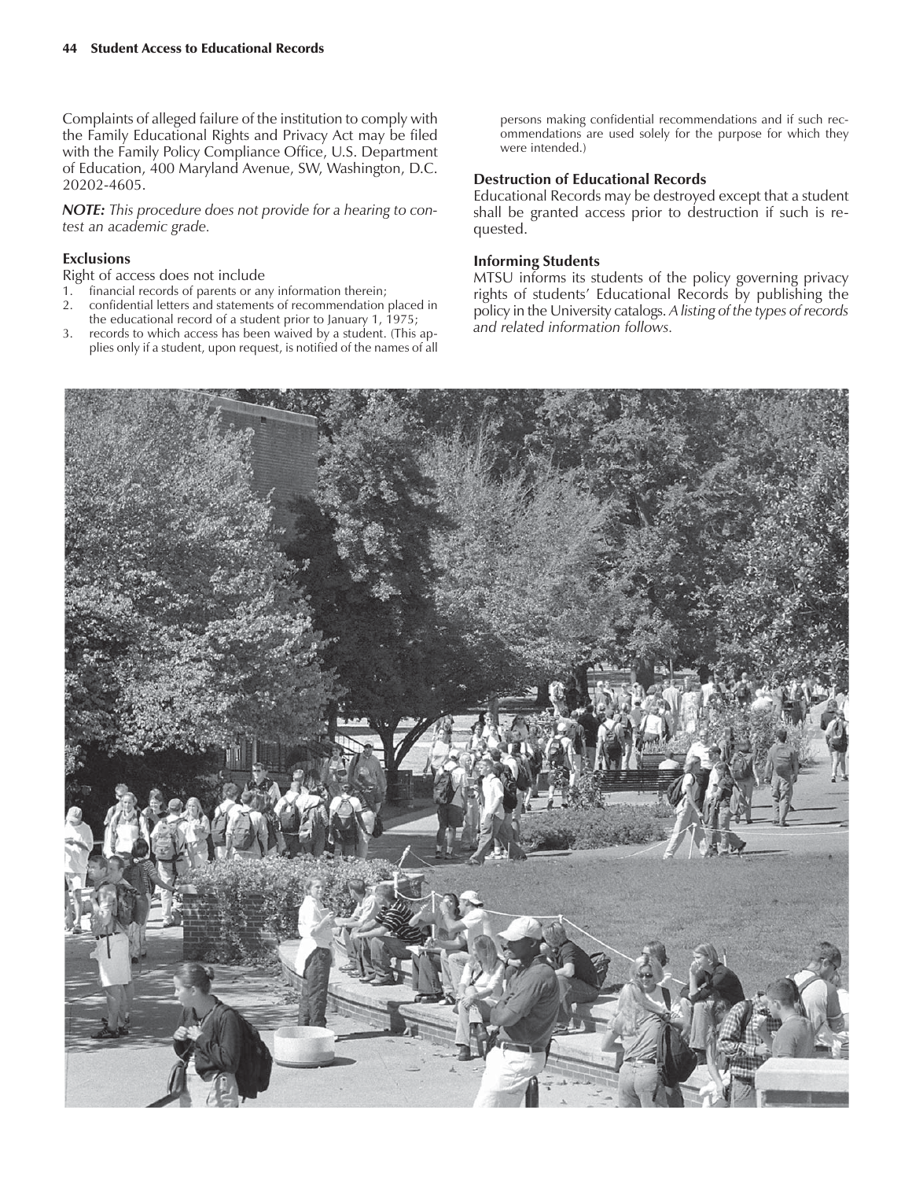Complaints of alleged failure of the institution to comply with the Family Educational Rights and Privacy Act may be filed with the Family Policy Compliance Office, U.S. Department of Education, 400 Maryland Avenue, SW, Washington, D.C. 20202-4605.

***NOTE:*** *This procedure does not provide for a hearing to contest an academic grade.*

### Exclusions

Right of access does not include

1. financial records of parents or any information therein;
2. confidential letters and statements of recommendation placed in the educational record of a student prior to January 1, 1975;
3. records to which access has been waived by a student. (This applies only if a student, upon request, is notified of the names of all persons making confidential recommendations and if such recommendations are used solely for the purpose for which they were intended.)

### Destruction of Educational Records

Educational Records may be destroyed except that a student shall be granted access prior to destruction if such is requested.

### Informing Students

MTSU informs its students of the policy governing privacy rights of students' Educational Records by publishing the policy in the University catalogs. *A listing of the types of records and related information follows.*